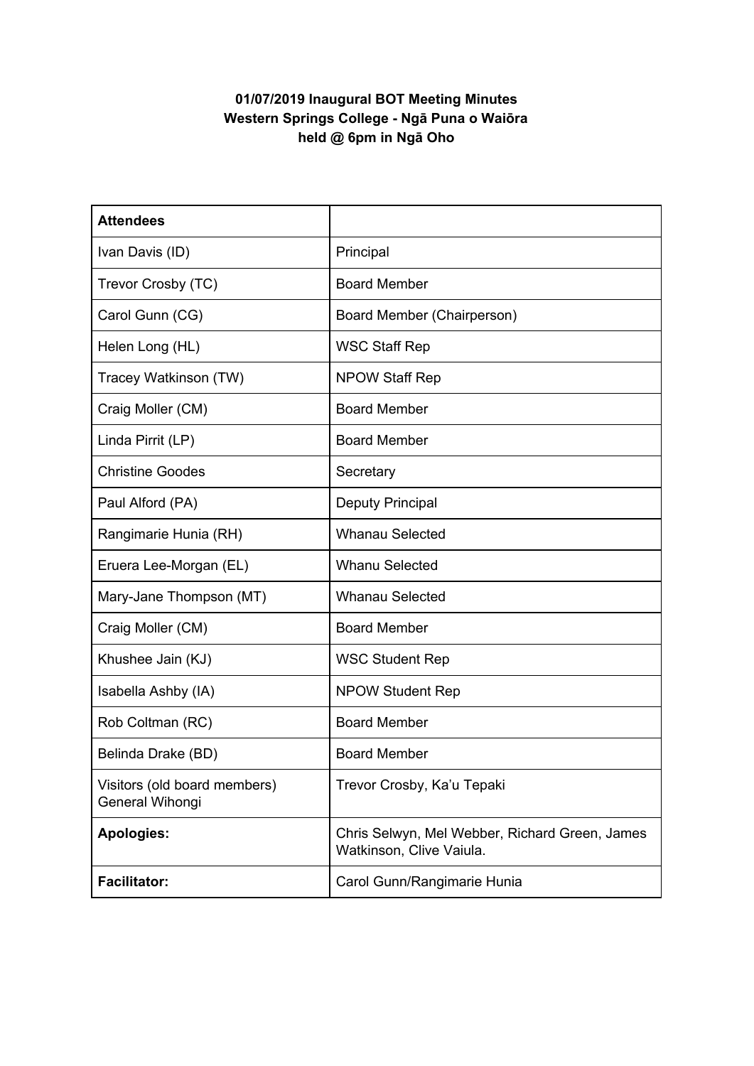**01/07/2019 Inaugural BOT Meeting Minutes**
**Western Springs College - Ngā Puna o Waiōra**
**held @ 6pm in Ngā Oho**

| **Attendees** | |
|---|---|
| Ivan Davis (ID) | Principal |
| Trevor Crosby (TC) | Board Member |
| Carol Gunn (CG) | Board Member (Chairperson) |
| Helen Long (HL) | WSC Staff Rep |
| Tracey Watkinson (TW) | NPOW Staff Rep |
| Craig Moller (CM) | Board Member |
| Linda Pirrit (LP) | Board Member |
| Christine Goodes | Secretary |
| Paul Alford (PA) | Deputy Principal |
| Rangimarie Hunia (RH) | Whanau Selected |
| Eruera Lee-Morgan (EL) | Whanu Selected |
| Mary-Jane Thompson (MT) | Whanau Selected |
| Craig Moller (CM) | Board Member |
| Khushee Jain (KJ) | WSC Student Rep |
| Isabella Ashby (IA) | NPOW Student Rep |
| Rob Coltman (RC) | Board Member |
| Belinda Drake (BD) | Board Member |
| Visitors (old board members) General Wihongi | Trevor Crosby, Ka'u Tepaki |
| **Apologies:** | Chris Selwyn, Mel Webber, Richard Green, James Watkinson, Clive Vaiula. |
| **Facilitator:** | Carol Gunn/Rangimarie Hunia |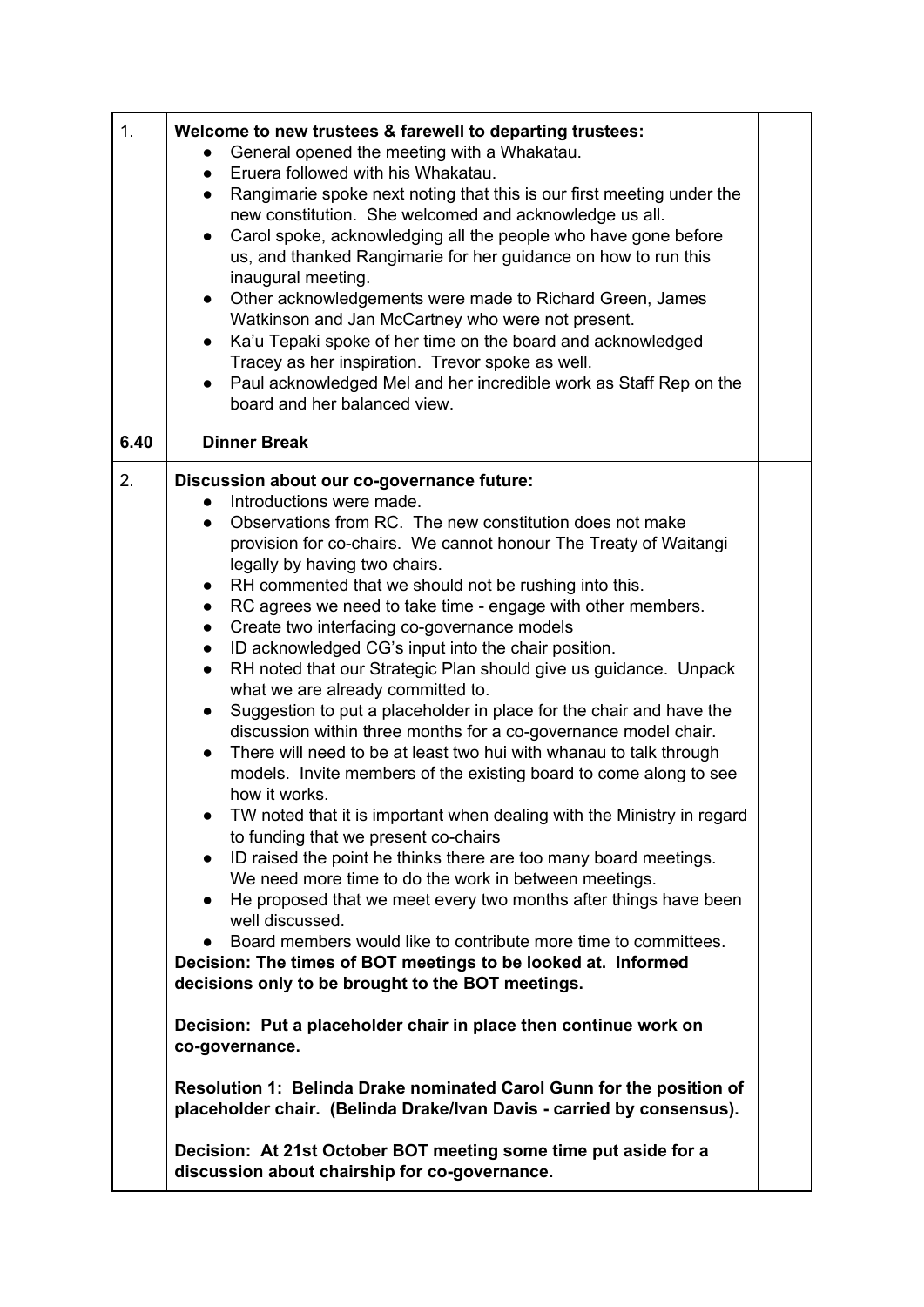| | | |
|---|---|---|
| 1. | **Welcome to new trustees & farewell to departing trustees:**<br>● General opened the meeting with a Whakatau.<br>● Eruera followed with his Whakatau.<br>● Rangimarie spoke next noting that this is our first meeting under the new constitution. She welcomed and acknowledge us all.<br>● Carol spoke, acknowledging all the people who have gone before us, and thanked Rangimarie for her guidance on how to run this inaugural meeting.<br>● Other acknowledgements were made to Richard Green, James Watkinson and Jan McCartney who were not present.<br>● Ka'u Tepaki spoke of her time on the board and acknowledged Tracey as her inspiration. Trevor spoke as well.<br>● Paul acknowledged Mel and her incredible work as Staff Rep on the board and her balanced view. | |
| **6.40** | **Dinner Break** | |
| 2. | **Discussion about our co-governance future:**<br>● Introductions were made.<br>● Observations from RC. The new constitution does not make provision for co-chairs. We cannot honour The Treaty of Waitangi legally by having two chairs.<br>● RH commented that we should not be rushing into this.<br>● RC agrees we need to take time - engage with other members.<br>● Create two interfacing co-governance models<br>● ID acknowledged CG's input into the chair position.<br>● RH noted that our Strategic Plan should give us guidance. Unpack what we are already committed to.<br>● Suggestion to put a placeholder in place for the chair and have the discussion within three months for a co-governance model chair.<br>● There will need to be at least two hui with whanau to talk through models. Invite members of the existing board to come along to see how it works.<br>● TW noted that it is important when dealing with the Ministry in regard to funding that we present co-chairs<br>● ID raised the point he thinks there are too many board meetings. We need more time to do the work in between meetings.<br>● He proposed that we meet every two months after things have been well discussed.<br>● Board members would like to contribute more time to committees.<br>**Decision: The times of BOT meetings to be looked at. Informed decisions only to be brought to the BOT meetings.**<br><br>**Decision: Put a placeholder chair in place then continue work on co-governance.**<br><br>**Resolution 1: Belinda Drake nominated Carol Gunn for the position of placeholder chair. (Belinda Drake/Ivan Davis - carried by consensus).**<br><br>**Decision: At 21st October BOT meeting some time put aside for a discussion about chairship for co-governance.** | |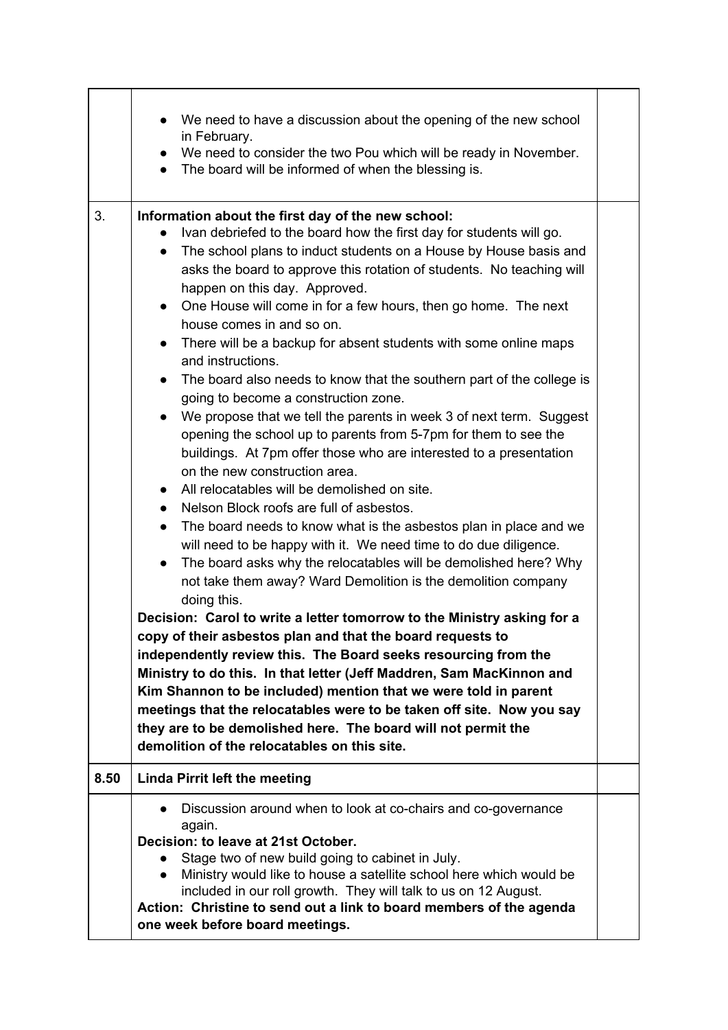| | | |
|---|---|---|
| | • We need to have a discussion about the opening of the new school in February.<br>• We need to consider the two Pou which will be ready in November.<br>• The board will be informed of when the blessing is. | |
| 3. | **Information about the first day of the new school:**<br>• Ivan debriefed to the board how the first day for students will go.<br>• The school plans to induct students on a House by House basis and asks the board to approve this rotation of students. No teaching will happen on this day. Approved.<br>• One House will come in for a few hours, then go home. The next house comes in and so on.<br>• There will be a backup for absent students with some online maps and instructions.<br>• The board also needs to know that the southern part of the college is going to become a construction zone.<br>• We propose that we tell the parents in week 3 of next term. Suggest opening the school up to parents from 5-7pm for them to see the buildings. At 7pm offer those who are interested to a presentation on the new construction area.<br>• All relocatables will be demolished on site.<br>• Nelson Block roofs are full of asbestos.<br>• The board needs to know what is the asbestos plan in place and we will need to be happy with it. We need time to do due diligence.<br>• The board asks why the relocatables will be demolished here? Why not take them away? Ward Demolition is the demolition company doing this.<br>**Decision: Carol to write a letter tomorrow to the Ministry asking for a copy of their asbestos plan and that the board requests to independently review this. The Board seeks resourcing from the Ministry to do this. In that letter (Jeff Maddren, Sam MacKinnon and Kim Shannon to be included) mention that we were told in parent meetings that the relocatables were to be taken off site. Now you say they are to be demolished here. The board will not permit the demolition of the relocatables on this site.** | |
| **8.50** | **Linda Pirrit left the meeting** | |
| | • Discussion around when to look at co-chairs and co-governance again.<br>**Decision: to leave at 21st October.**<br>• Stage two of new build going to cabinet in July.<br>• Ministry would like to house a satellite school here which would be included in our roll growth. They will talk to us on 12 August.<br>**Action: Christine to send out a link to board members of the agenda one week before board meetings.** | |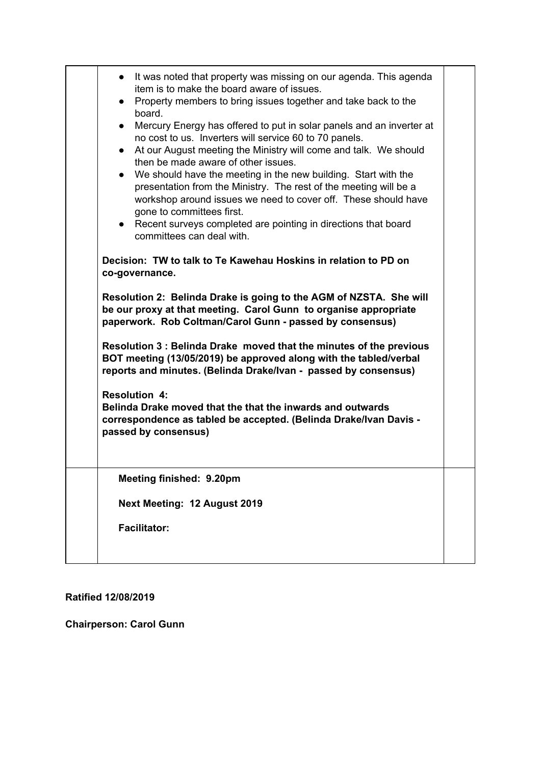| | | |
|---|---|---|
| | <ul><li>It was noted that property was missing on our agenda. This agenda item is to make the board aware of issues.</li><li>Property members to bring issues together and take back to the board.</li><li>Mercury Energy has offered to put in solar panels and an inverter at no cost to us. Inverters will service 60 to 70 panels.</li><li>At our August meeting the Ministry will come and talk. We should then be made aware of other issues.</li><li>We should have the meeting in the new building. Start with the presentation from the Ministry. The rest of the meeting will be a workshop around issues we need to cover off. These should have gone to committees first.</li><li>Recent surveys completed are pointing in directions that board committees can deal with.</li></ul>**Decision: TW to talk to Te Kawehau Hoskins in relation to PD on co-governance.**<br><br>**Resolution 2: Belinda Drake is going to the AGM of NZSTA. She will be our proxy at that meeting. Carol Gunn to organise appropriate paperwork. Rob Coltman/Carol Gunn - passed by consensus)**<br><br>**Resolution 3 : Belinda Drake moved that the minutes of the previous BOT meeting (13/05/2019) be approved along with the tabled/verbal reports and minutes. (Belinda Drake/Ivan - passed by consensus)**<br><br>**Resolution 4:**<br>**Belinda Drake moved that the that the inwards and outwards correspondence as tabled be accepted. (Belinda Drake/Ivan Davis - passed by consensus)** | |
| | **Meeting finished: 9.20pm**<br><br>**Next Meeting: 12 August 2019**<br><br>**Facilitator:** | |

**Ratified 12/08/2019**

**Chairperson: Carol Gunn**